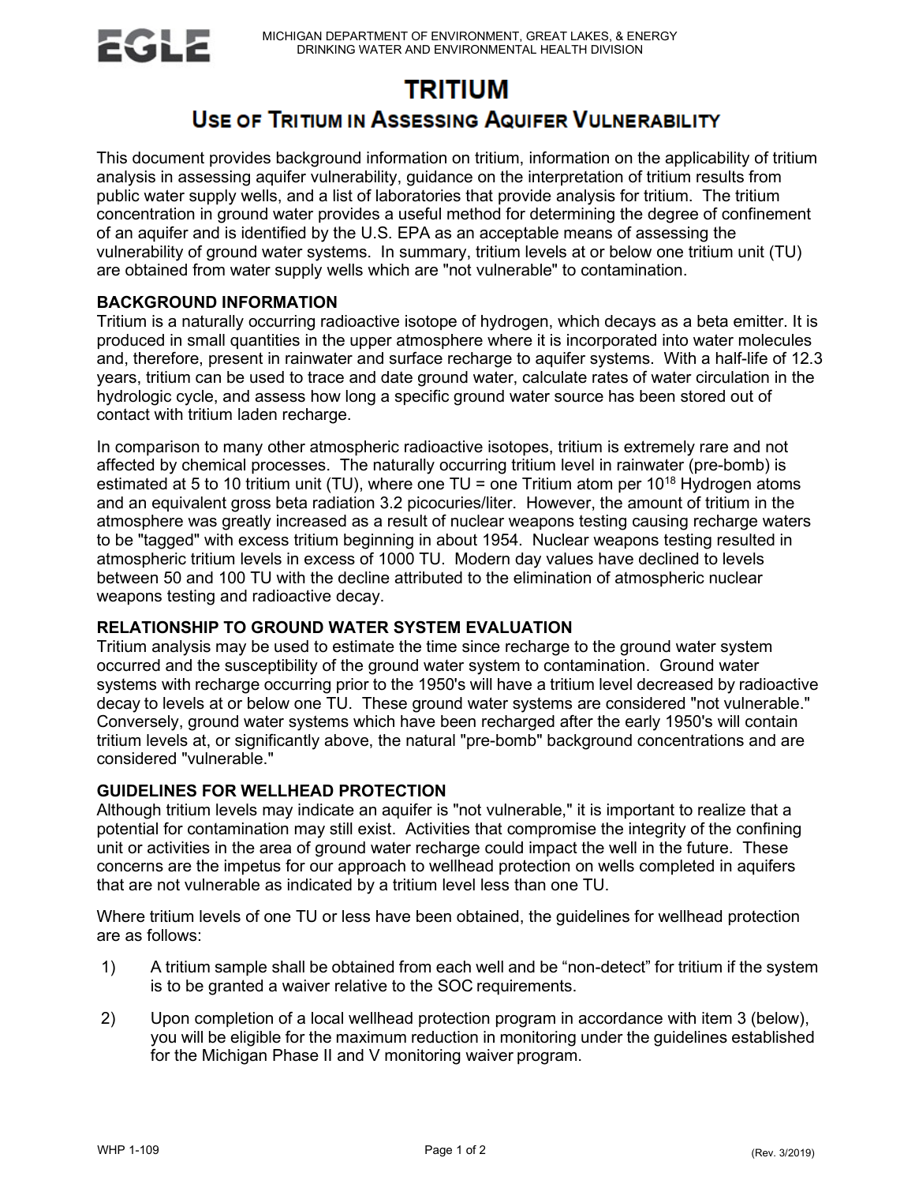MICHIGAN DEPARTMENT OF ENVIRONMENT, GREAT LAKES, & ENERGY
DRINKING WATER AND ENVIRONMENTAL HEALTH DIVISION

# TRITIUM

## USE OF TRITIUM IN ASSESSING AQUIFER VULNERABILITY

This document provides background information on tritium, information on the applicability of tritium analysis in assessing aquifer vulnerability, guidance on the interpretation of tritium results from public water supply wells, and a list of laboratories that provide analysis for tritium. The tritium concentration in ground water provides a useful method for determining the degree of confinement of an aquifer and is identified by the U.S. EPA as an acceptable means of assessing the vulnerability of ground water systems. In summary, tritium levels at or below one tritium unit (TU) are obtained from water supply wells which are "not vulnerable" to contamination.

### BACKGROUND INFORMATION

Tritium is a naturally occurring radioactive isotope of hydrogen, which decays as a beta emitter. It is produced in small quantities in the upper atmosphere where it is incorporated into water molecules and, therefore, present in rainwater and surface recharge to aquifer systems. With a half-life of 12.3 years, tritium can be used to trace and date ground water, calculate rates of water circulation in the hydrologic cycle, and assess how long a specific ground water source has been stored out of contact with tritium laden recharge.

In comparison to many other atmospheric radioactive isotopes, tritium is extremely rare and not affected by chemical processes. The naturally occurring tritium level in rainwater (pre-bomb) is estimated at 5 to 10 tritium unit (TU), where one TU = one Tritium atom per $10^{18}$ Hydrogen atoms and an equivalent gross beta radiation 3.2 picocuries/liter. However, the amount of tritium in the atmosphere was greatly increased as a result of nuclear weapons testing causing recharge waters to be "tagged" with excess tritium beginning in about 1954. Nuclear weapons testing resulted in atmospheric tritium levels in excess of 1000 TU. Modern day values have declined to levels between 50 and 100 TU with the decline attributed to the elimination of atmospheric nuclear weapons testing and radioactive decay.

### RELATIONSHIP TO GROUND WATER SYSTEM EVALUATION

Tritium analysis may be used to estimate the time since recharge to the ground water system occurred and the susceptibility of the ground water system to contamination. Ground water systems with recharge occurring prior to the 1950's will have a tritium level decreased by radioactive decay to levels at or below one TU. These ground water systems are considered "not vulnerable." Conversely, ground water systems which have been recharged after the early 1950's will contain tritium levels at, or significantly above, the natural "pre-bomb" background concentrations and are considered "vulnerable."

### GUIDELINES FOR WELLHEAD PROTECTION

Although tritium levels may indicate an aquifer is "not vulnerable," it is important to realize that a potential for contamination may still exist. Activities that compromise the integrity of the confining unit or activities in the area of ground water recharge could impact the well in the future. These concerns are the impetus for our approach to wellhead protection on wells completed in aquifers that are not vulnerable as indicated by a tritium level less than one TU.

Where tritium levels of one TU or less have been obtained, the guidelines for wellhead protection are as follows:

1) A tritium sample shall be obtained from each well and be “non-detect” for tritium if the system is to be granted a waiver relative to the SOC requirements.

2) Upon completion of a local wellhead protection program in accordance with item 3 (below), you will be eligible for the maximum reduction in monitoring under the guidelines established for the Michigan Phase II and V monitoring waiver program.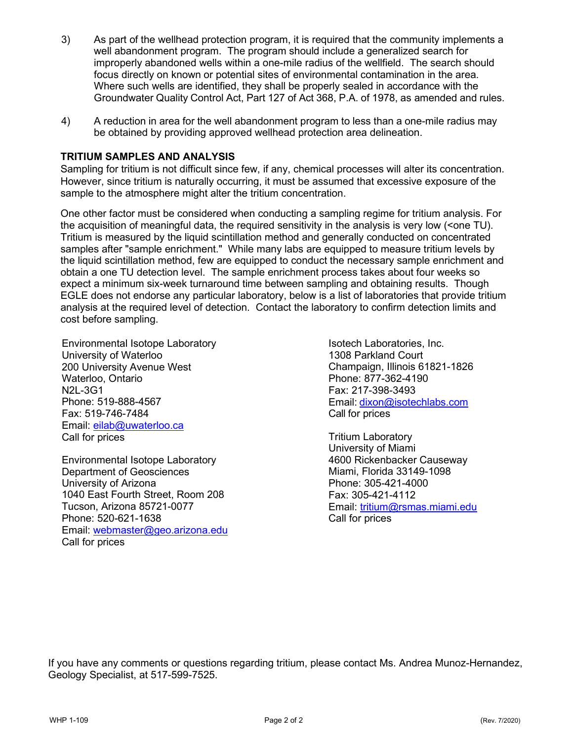3) As part of the wellhead protection program, it is required that the community implements a well abandonment program. The program should include a generalized search for improperly abandoned wells within a one-mile radius of the wellfield. The search should focus directly on known or potential sites of environmental contamination in the area. Where such wells are identified, they shall be properly sealed in accordance with the Groundwater Quality Control Act, Part 127 of Act 368, P.A. of 1978, as amended and rules.

4) A reduction in area for the well abandonment program to less than a one-mile radius may be obtained by providing approved wellhead protection area delineation.

**TRITIUM SAMPLES AND ANALYSIS**

Sampling for tritium is not difficult since few, if any, chemical processes will alter its concentration. However, since tritium is naturally occurring, it must be assumed that excessive exposure of the sample to the atmosphere might alter the tritium concentration.

One other factor must be considered when conducting a sampling regime for tritium analysis. For the acquisition of meaningful data, the required sensitivity in the analysis is very low (<one TU). Tritium is measured by the liquid scintillation method and generally conducted on concentrated samples after "sample enrichment." While many labs are equipped to measure tritium levels by the liquid scintillation method, few are equipped to conduct the necessary sample enrichment and obtain a one TU detection level. The sample enrichment process takes about four weeks so expect a minimum six-week turnaround time between sampling and obtaining results. Though EGLE does not endorse any particular laboratory, below is a list of laboratories that provide tritium analysis at the required level of detection. Contact the laboratory to confirm detection limits and cost before sampling.

Environmental Isotope Laboratory
University of Waterloo
200 University Avenue West
Waterloo, Ontario
N2L-3G1
Phone: 519-888-4567
Fax: 519-746-7484
Email: eilab@uwaterloo.ca
Call for prices

Environmental Isotope Laboratory
Department of Geosciences
University of Arizona
1040 East Fourth Street, Room 208
Tucson, Arizona 85721-0077
Phone: 520-621-1638
Email: webmaster@geo.arizona.edu
Call for prices

Isotech Laboratories, Inc.
1308 Parkland Court
Champaign, Illinois 61821-1826
Phone: 877-362-4190
Fax: 217-398-3493
Email: dixon@isotechlabs.com
Call for prices

Tritium Laboratory
University of Miami
4600 Rickenbacker Causeway
Miami, Florida 33149-1098
Phone: 305-421-4000
Fax: 305-421-4112
Email: tritium@rsmas.miami.edu
Call for prices

If you have any comments or questions regarding tritium, please contact Ms. Andrea Munoz-Hernandez, Geology Specialist, at 517-599-7525.

WHP 1-109 (Rev. 7/2020)